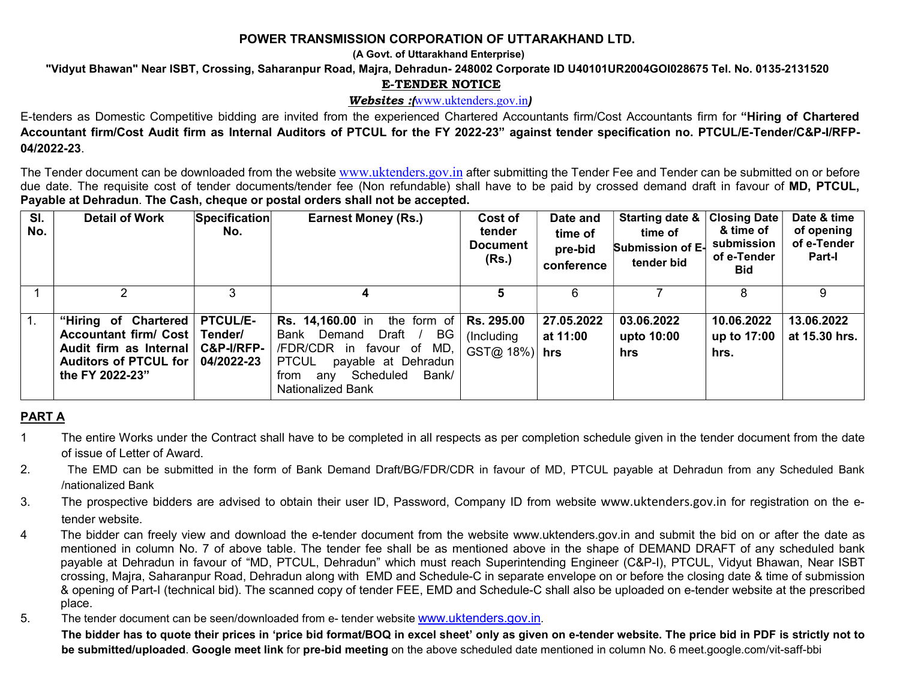# POWER TRANSMISSION CORPORATION OF UTTARAKHAND LTD.

**(A Govt. of Uttarakhand Enterprise)**

**"Vidyut Bhawan" Near ISBT, Crossing, Saharanpur Road, Majra, Dehradun- 248002 Corporate ID U40101UR2004GOI028675 Tel. No. 0135-2131520**

## E-TENDER NOTICE

***Websites :(**www.uktenders.gov.in**)***

E-tenders as Domestic Competitive bidding are invited from the experienced Chartered Accountants firm/Cost Accountants firm for **"Hiring of Chartered Accountant firm/Cost Audit firm as Internal Auditors of PTCUL for the FY 2022-23" against tender specification no. PTCUL/E-Tender/C&P-I/RFP-04/2022-23**.

The Tender document can be downloaded from the website www.uktenders.gov.in after submitting the Tender Fee and Tender can be submitted on or before due date. The requisite cost of tender documents/tender fee (Non refundable) shall have to be paid by crossed demand draft in favour of **MD, PTCUL, Payable at Dehradun**. **The Cash, cheque or postal orders shall not be accepted.**

| Sl. No. | Detail of Work | Specification No. | Earnest Money (Rs.) | Cost of tender Document (Rs.) | Date and time of pre-bid conference | Starting date & time of Submission of E-tender bid | Closing Date & time of submission of e-Tender Bid | Date & time of opening of e-Tender Part-I |
|---|---|---|---|---|---|---|---|---|
| 1 | 2 | 3 | 4 | 5 | 6 | 7 | 8 | 9 |
| 1. | **"Hiring of Chartered Accountant firm/ Cost Audit firm as Internal Auditors of PTCUL for the FY 2022-23"** | **PTCUL/E-Tender/ C&P-I/RFP-04/2022-23** | **Rs. 14,160.00** in the form of Bank Demand Draft / BG /FDR/CDR in favour of MD, PTCUL payable at Dehradun from any Scheduled Bank/ Nationalized Bank | **Rs. 295.00** (Including GST@ 18%) | **27.05.2022 at 11:00 hrs** | **03.06.2022 upto 10:00 hrs** | **10.06.2022 up to 17:00 hrs.** | **13.06.2022 at 15.30 hrs.** |

## PART A

1 The entire Works under the Contract shall have to be completed in all respects as per completion schedule given in the tender document from the date of issue of Letter of Award.

2. The EMD can be submitted in the form of Bank Demand Draft/BG/FDR/CDR in favour of MD, PTCUL payable at Dehradun from any Scheduled Bank /nationalized Bank

3. The prospective bidders are advised to obtain their user ID, Password, Company ID from website www.uktenders.gov.in for registration on the e-tender website.

4 The bidder can freely view and download the e-tender document from the website www.uktenders.gov.in and submit the bid on or after the date as mentioned in column No. 7 of above table. The tender fee shall be as mentioned above in the shape of DEMAND DRAFT of any scheduled bank payable at Dehradun in favour of "MD, PTCUL, Dehradun" which must reach Superintending Engineer (C&P-I), PTCUL, Vidyut Bhawan, Near ISBT crossing, Majra, Saharanpur Road, Dehradun along with EMD and Schedule-C in separate envelope on or before the closing date & time of submission & opening of Part-I (technical bid). The scanned copy of tender FEE, EMD and Schedule-C shall also be uploaded on e-tender website at the prescribed place.

5. The tender document can be seen/downloaded from e- tender website www.uktenders.gov.in.

**The bidder has to quote their prices in 'price bid format/BOQ in excel sheet' only as given on e-tender website. The price bid in PDF is strictly not to be submitted/uploaded**. **Google meet link** for **pre-bid meeting** on the above scheduled date mentioned in column No. 6 meet.google.com/vit-saff-bbi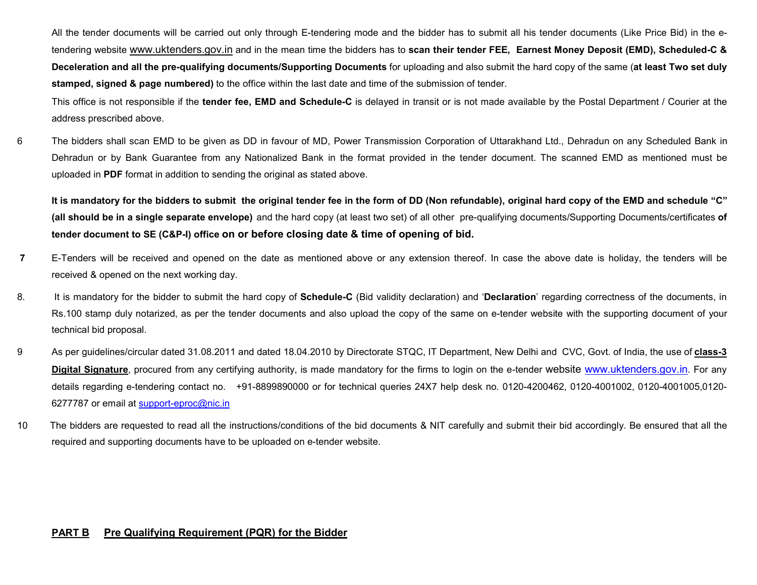All the tender documents will be carried out only through E-tendering mode and the bidder has to submit all his tender documents (Like Price Bid) in the e-tendering website www.uktenders.gov.in and in the mean time the bidders has to **scan their tender FEE, Earnest Money Deposit (EMD), Scheduled-C & Deceleration and all the pre-qualifying documents/Supporting Documents** for uploading and also submit the hard copy of the same (**at least Two set duly stamped, signed & page numbered)** to the office within the last date and time of the submission of tender.

This office is not responsible if the **tender fee, EMD and Schedule-C** is delayed in transit or is not made available by the Postal Department / Courier at the address prescribed above.

6 The bidders shall scan EMD to be given as DD in favour of MD, Power Transmission Corporation of Uttarakhand Ltd., Dehradun on any Scheduled Bank in Dehradun or by Bank Guarantee from any Nationalized Bank in the format provided in the tender document. The scanned EMD as mentioned must be uploaded in **PDF** format in addition to sending the original as stated above.

**It is mandatory for the bidders to submit the original tender fee in the form of DD (Non refundable), original hard copy of the EMD and schedule "C" (all should be in a single separate envelope)** and the hard copy (at least two set) of all other pre-qualifying documents/Supporting Documents/certificates **of tender document to SE (C&P-I) office on or before closing date & time of opening of bid.**

**7** E-Tenders will be received and opened on the date as mentioned above or any extension thereof. In case the above date is holiday, the tenders will be received & opened on the next working day.

8. It is mandatory for the bidder to submit the hard copy of **Schedule-C** (Bid validity declaration) and '**Declaration**' regarding correctness of the documents, in Rs.100 stamp duly notarized, as per the tender documents and also upload the copy of the same on e-tender website with the supporting document of your technical bid proposal.

9 As per guidelines/circular dated 31.08.2011 and dated 18.04.2010 by Directorate STQC, IT Department, New Delhi and CVC, Govt. of India, the use of **class-3 Digital Signature**, procured from any certifying authority, is made mandatory for the firms to login on the e-tender website www.uktenders.gov.in. For any details regarding e-tendering contact no. +91-8899890000 or for technical queries 24X7 help desk no. 0120-4200462, 0120-4001002, 0120-4001005,0120-6277787 or email at support-eproc@nic.in

10 The bidders are requested to read all the instructions/conditions of the bid documents & NIT carefully and submit their bid accordingly. Be ensured that all the required and supporting documents have to be uploaded on e-tender website.

## PART B Pre Qualifying Requirement (PQR) for the Bidder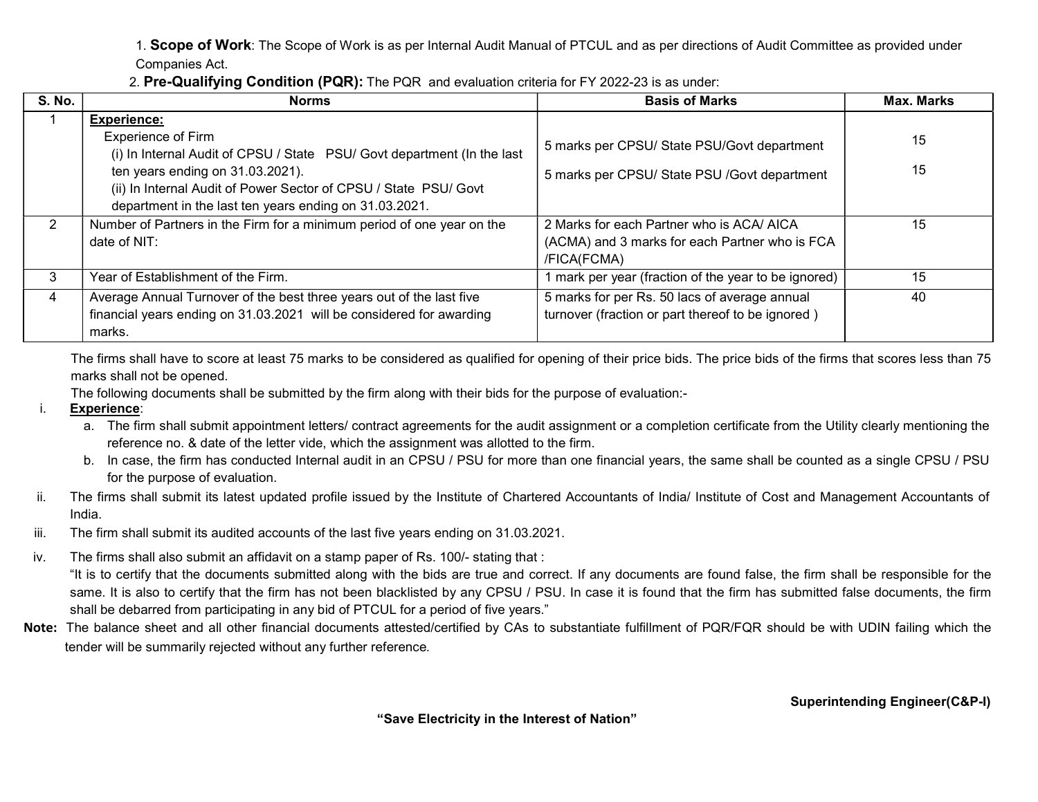1. **Scope of Work**: The Scope of Work is as per Internal Audit Manual of PTCUL and as per directions of Audit Committee as provided under Companies Act.

2. **Pre-Qualifying Condition (PQR):** The PQR and evaluation criteria for FY 2022-23 is as under:

| S. No. | Norms | Basis of Marks | Max. Marks |
|---|---|---|---|
| 1 | **Experience:** Experience of Firm (i) In Internal Audit of CPSU / State PSU/ Govt department (In the last ten years ending on 31.03.2021). (ii) In Internal Audit of Power Sector of CPSU / State PSU/ Govt department in the last ten years ending on 31.03.2021. | 5 marks per CPSU/ State PSU/Govt department<br>5 marks per CPSU/ State PSU /Govt department | 15<br>15 |
| 2 | Number of Partners in the Firm for a minimum period of one year on the date of NIT: | 2 Marks for each Partner who is ACA/ AICA (ACMA) and 3 marks for each Partner who is FCA /FICA(FCMA) | 15 |
| 3 | Year of Establishment of the Firm. | 1 mark per year (fraction of the year to be ignored) | 15 |
| 4 | Average Annual Turnover of the best three years out of the last five financial years ending on 31.03.2021 will be considered for awarding marks. | 5 marks for per Rs. 50 lacs of average annual turnover (fraction or part thereof to be ignored ) | 40 |

The firms shall have to score at least 75 marks to be considered as qualified for opening of their price bids. The price bids of the firms that scores less than 75 marks shall not be opened.

The following documents shall be submitted by the firm along with their bids for the purpose of evaluation:-

i. **Experience**:
   a. The firm shall submit appointment letters/ contract agreements for the audit assignment or a completion certificate from the Utility clearly mentioning the reference no. & date of the letter vide, which the assignment was allotted to the firm.
   b. In case, the firm has conducted Internal audit in an CPSU / PSU for more than one financial years, the same shall be counted as a single CPSU / PSU for the purpose of evaluation.

ii. The firms shall submit its latest updated profile issued by the Institute of Chartered Accountants of India/ Institute of Cost and Management Accountants of India.

iii. The firm shall submit its audited accounts of the last five years ending on 31.03.2021.

iv. The firms shall also submit an affidavit on a stamp paper of Rs. 100/- stating that :
"It is to certify that the documents submitted along with the bids are true and correct. If any documents are found false, the firm shall be responsible for the same. It is also to certify that the firm has not been blacklisted by any CPSU / PSU. In case it is found that the firm has submitted false documents, the firm shall be debarred from participating in any bid of PTCUL for a period of five years."

**Note:** The balance sheet and all other financial documents attested/certified by CAs to substantiate fulfillment of PQR/FQR should be with UDIN failing which the tender will be summarily rejected without any further reference.

**Superintending Engineer(C&P-I)**

**"Save Electricity in the Interest of Nation"**